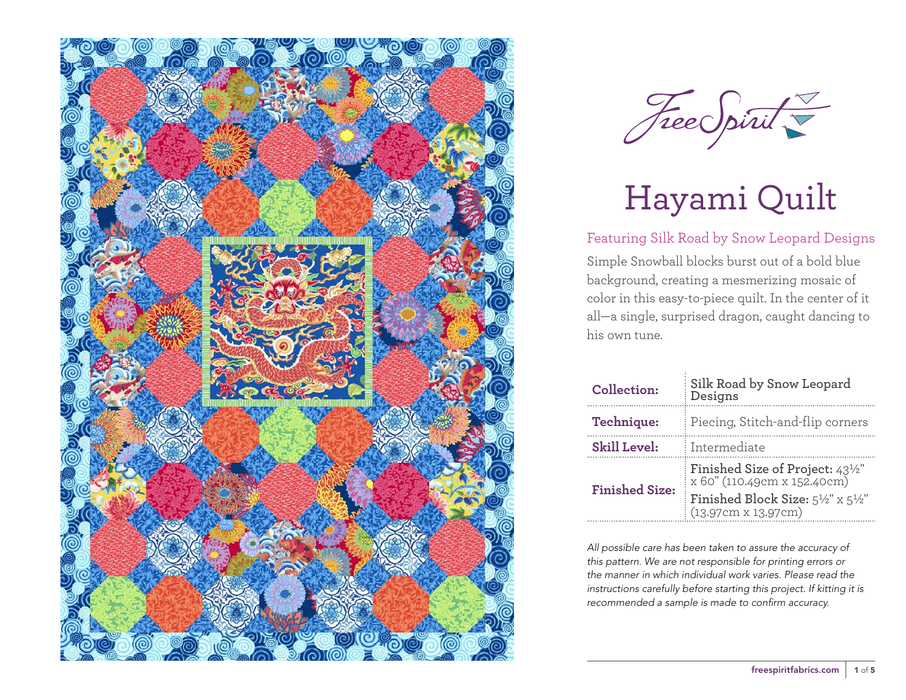FreeSpirit

# Hayami Quilt

## Featuring Silk Road by Snow Leopard Designs

Simple Snowball blocks burst out of a bold blue background, creating a mesmerizing mosaic of color in this easy-to-piece quilt. In the center of it all—a single, surprised dragon, caught dancing to his own tune.

| | |
|---|---|
| **Collection:** | **Silk Road by Snow Leopard Designs** |
| **Technique:** | Piecing, Stitch-and-flip corners |
| **Skill Level:** | Intermediate |
| **Finished Size:** | **Finished Size of Project:** 43½" x 60" (110.49cm x 152.40cm)<br>**Finished Block Size:** 5½" x 5½" (13.97cm x 13.97cm) |

*All possible care has been taken to assure the accuracy of this pattern. We are not responsible for printing errors or the manner in which individual work varies. Please read the instructions carefully before starting this project. If kitting it is recommended a sample is made to confirm accuracy.*

freespiritfabrics.com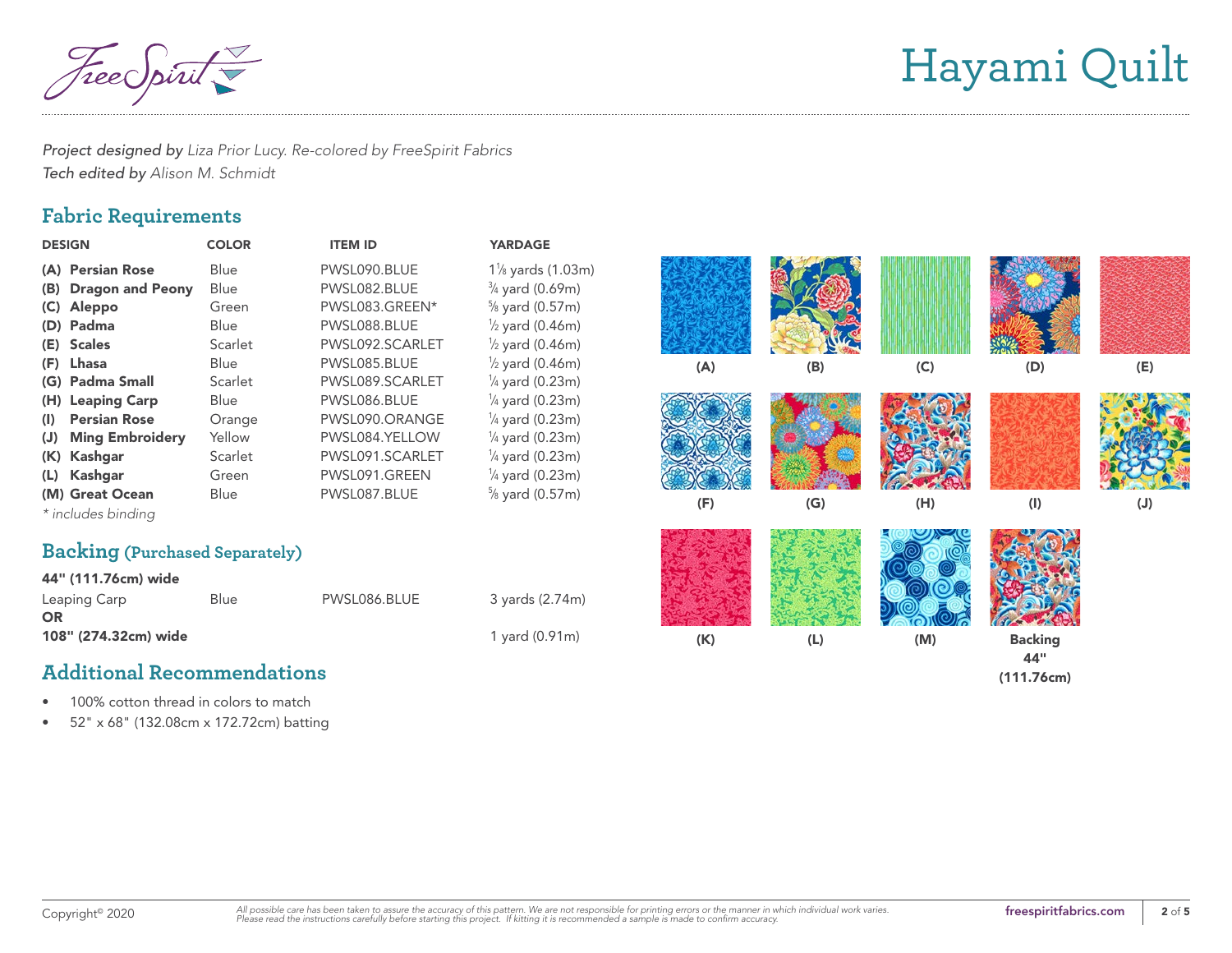# Hayami Quilt

*Project designed by* *Liza Prior Lucy. Re-colored by FreeSpirit Fabrics*
*Tech edited by* *Alison M. Schmidt*

## Fabric Requirements

| DESIGN | COLOR | ITEM ID | YARDAGE |
|---|---|---|---|
| **(A) Persian Rose** | Blue | PWSL090.BLUE | 1⅛ yards (1.03m) |
| **(B) Dragon and Peony** | Blue | PWSL082.BLUE | ¾ yard (0.69m) |
| **(C) Aleppo** | Green | PWSL083.GREEN* | ⅝ yard (0.57m) |
| **(D) Padma** | Blue | PWSL088.BLUE | ½ yard (0.46m) |
| **(E) Scales** | Scarlet | PWSL092.SCARLET | ½ yard (0.46m) |
| **(F) Lhasa** | Blue | PWSL085.BLUE | ½ yard (0.46m) |
| **(G) Padma Small** | Scarlet | PWSL089.SCARLET | ¼ yard (0.23m) |
| **(H) Leaping Carp** | Blue | PWSL086.BLUE | ¼ yard (0.23m) |
| **(I) Persian Rose** | Orange | PWSL090.ORANGE | ¼ yard (0.23m) |
| **(J) Ming Embroidery** | Yellow | PWSL084.YELLOW | ¼ yard (0.23m) |
| **(K) Kashgar** | Scarlet | PWSL091.SCARLET | ¼ yard (0.23m) |
| **(L) Kashgar** | Green | PWSL091.GREEN | ¼ yard (0.23m) |
| **(M) Great Ocean** | Blue | PWSL087.BLUE | ⅝ yard (0.57m) |

*\* includes binding*

(A) (B) (C) (D) (E) (F) (G) (H) (I) (J) (K) (L) (M) **Backing 44" (111.76cm)**

## Backing (Purchased Separately)

| | | | |
|---|---|---|---|
| **44" (111.76cm) wide** | | | |
| Leaping Carp | Blue | PWSL086.BLUE | 3 yards (2.74m) |
| **OR** | | | |
| **108" (274.32cm) wide** | | | 1 yard (0.91m) |

## Additional Recommendations

- 100% cotton thread in colors to match
- 52" x 68" (132.08cm x 172.72cm) batting

Copyright© 2020

*All possible care has been taken to assure the accuracy of this pattern. We are not responsible for printing errors or the manner in which individual work varies. Please read the instructions carefully before starting this project. If kitting it is recommended a sample is made to confirm accuracy.*

**freespiritfabrics.com**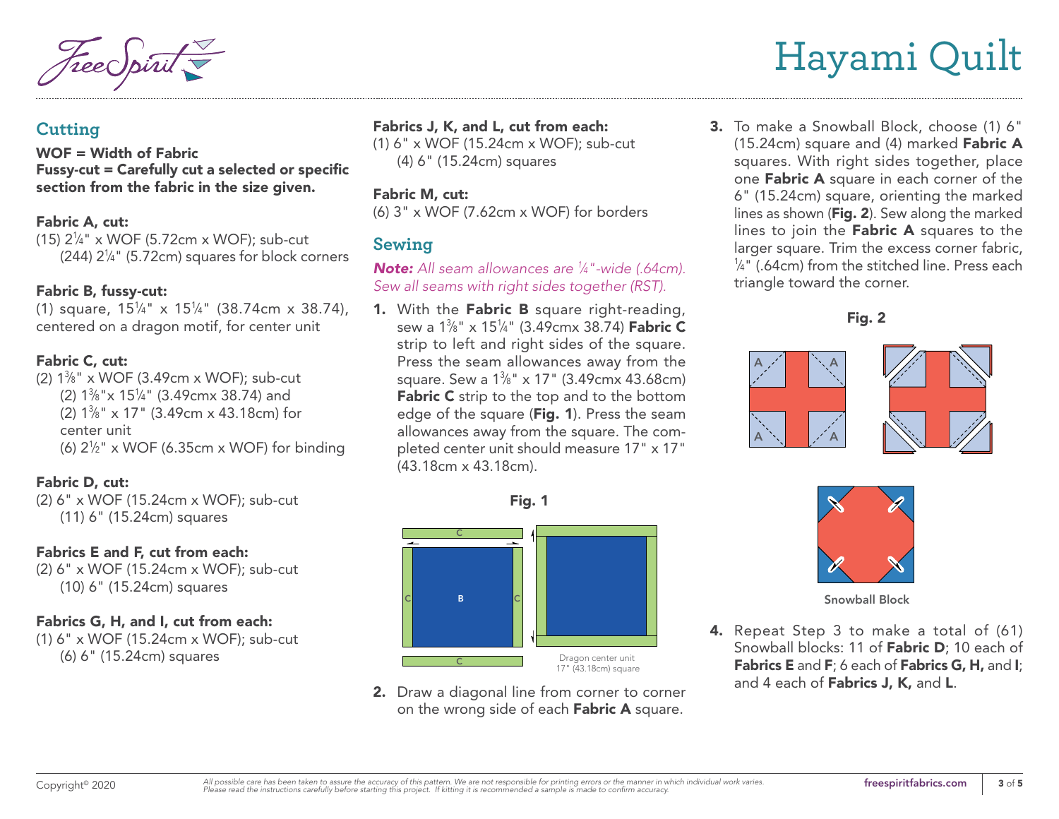# Hayami Quilt

## Cutting

**WOF = Width of Fabric**
**Fussy-cut = Carefully cut a selected or specific section from the fabric in the size given.**

### Fabric A, cut:

(15) 2¼" x WOF (5.72cm x WOF); sub-cut
(244) 2¼" (5.72cm) squares for block corners

### Fabric B, fussy-cut:

(1) square, 15¼" x 15¼" (38.74cm x 38.74), centered on a dragon motif, for center unit

### Fabric C, cut:

(2) 1⅜" x WOF (3.49cm x WOF); sub-cut
(2) 1⅜"x 15¼" (3.49cmx 38.74) and
(2) 1⅜" x 17" (3.49cm x 43.18cm) for center unit
(6) 2½" x WOF (6.35cm x WOF) for binding

### Fabric D, cut:

(2) 6" x WOF (15.24cm x WOF); sub-cut
(11) 6" (15.24cm) squares

### Fabrics E and F, cut from each:

(2) 6" x WOF (15.24cm x WOF); sub-cut
(10) 6" (15.24cm) squares

### Fabrics G, H, and I, cut from each:

(1) 6" x WOF (15.24cm x WOF); sub-cut
(6) 6" (15.24cm) squares

### Fabrics J, K, and L, cut from each:

(1) 6" x WOF (15.24cm x WOF); sub-cut
(4) 6" (15.24cm) squares

### Fabric M, cut:

(6) 3" x WOF (7.62cm x WOF) for borders

## Sewing

***Note:*** *All seam allowances are ¼"-wide (.64cm). Sew all seams with right sides together (RST).*

1. With the **Fabric B** square right-reading, sew a 1⅜" x 15¼" (3.49cmx 38.74) **Fabric C** strip to left and right sides of the square. Press the seam allowances away from the square. Sew a 1⅜" x 17" (3.49cmx 43.68cm) **Fabric C** strip to the top and to the bottom edge of the square (**Fig. 1**). Press the seam allowances away from the square. The completed center unit should measure 17" x 17" (43.18cm x 43.18cm).

**Fig. 1**

Dragon center unit
17" (43.18cm) square

2. Draw a diagonal line from corner to corner on the wrong side of each **Fabric A** square.

3. To make a Snowball Block, choose (1) 6" (15.24cm) square and (4) marked **Fabric A** squares. With right sides together, place one **Fabric A** square in each corner of the 6" (15.24cm) square, orienting the marked lines as shown (**Fig. 2**). Sew along the marked lines to join the **Fabric A** squares to the larger square. Trim the excess corner fabric, ¼" (.64cm) from the stitched line. Press each triangle toward the corner.

**Fig. 2**

Snowball Block

4. Repeat Step 3 to make a total of (61) Snowball blocks: 11 of **Fabric D**; 10 each of **Fabrics E** and **F**; 6 each of **Fabrics G, H,** and **I**; and 4 each of **Fabrics J, K,** and **L**.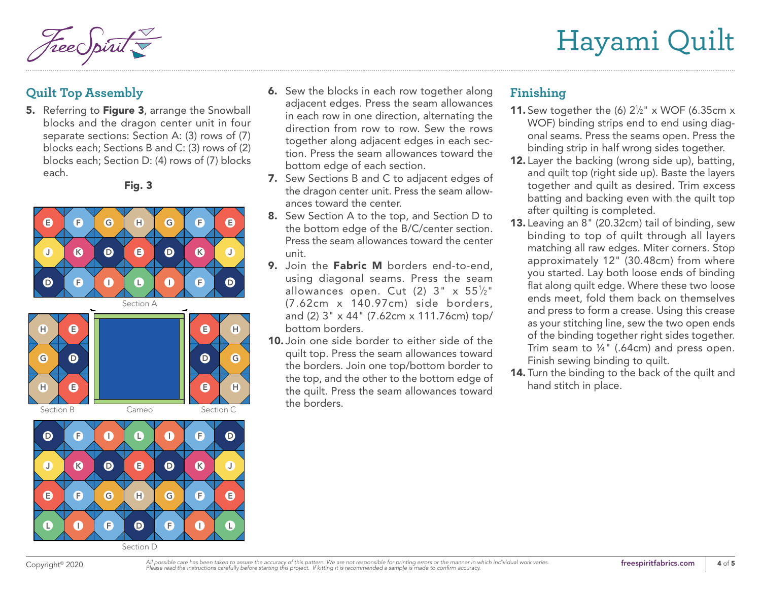## Quilt Top Assembly

5. Referring to **Figure 3**, arrange the Snowball blocks and the dragon center unit in four separate sections: Section A: (3) rows of (7) blocks each; Sections B and C: (3) rows of (2) blocks each; Section D: (4) rows of (7) blocks each.

**Fig. 3**

Section A

Section B

Cameo

Section C

Section D

6. Sew the blocks in each row together along adjacent edges. Press the seam allowances in each row in one direction, alternating the direction from row to row. Sew the rows together along adjacent edges in each section. Press the seam allowances toward the bottom edge of each section.
7. Sew Sections B and C to adjacent edges of the dragon center unit. Press the seam allowances toward the center.
8. Sew Section A to the top, and Section D to the bottom edge of the B/C/center section. Press the seam allowances toward the center unit.
9. Join the **Fabric M** borders end-to-end, using diagonal seams. Press the seam allowances open. Cut (2) 3" x 55½" (7.62cm x 140.97cm) side borders, and (2) 3" x 44" (7.62cm x 111.76cm) top/bottom borders.
10. Join one side border to either side of the quilt top. Press the seam allowances toward the borders. Join one top/bottom border to the top, and the other to the bottom edge of the quilt. Press the seam allowances toward the borders.

## Finishing

11. Sew together the (6) 2½" x WOF (6.35cm x WOF) binding strips end to end using diagonal seams. Press the seams open. Press the binding strip in half wrong sides together.
12. Layer the backing (wrong side up), batting, and quilt top (right side up). Baste the layers together and quilt as desired. Trim excess batting and backing even with the quilt top after quilting is completed.
13. Leaving an 8" (20.32cm) tail of binding, sew binding to top of quilt through all layers matching all raw edges. Miter corners. Stop approximately 12" (30.48cm) from where you started. Lay both loose ends of binding flat along quilt edge. Where these two loose ends meet, fold them back on themselves and press to form a crease. Using this crease as your stitching line, sew the two open ends of the binding together right sides together. Trim seam to ¼" (.64cm) and press open. Finish sewing binding to quilt.
14. Turn the binding to the back of the quilt and hand stitch in place.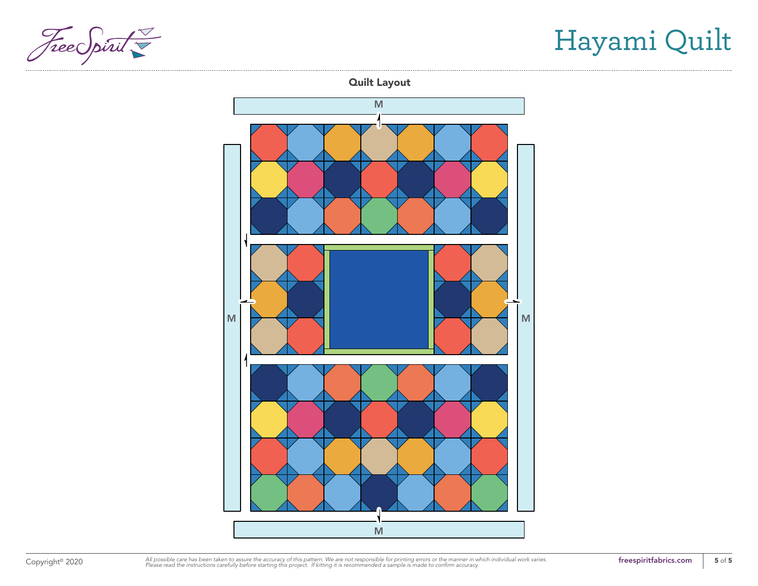## Quilt Layout

M

M

M

M

Copyright© 2020

*All possible care has been taken to assure the accuracy of this pattern. We are not responsible for printing errors or the manner in which individual work varies. Please read the instructions carefully before starting this project. If kitting it is recommended a sample is made to confirm accuracy.*

**freespiritfabrics.com**